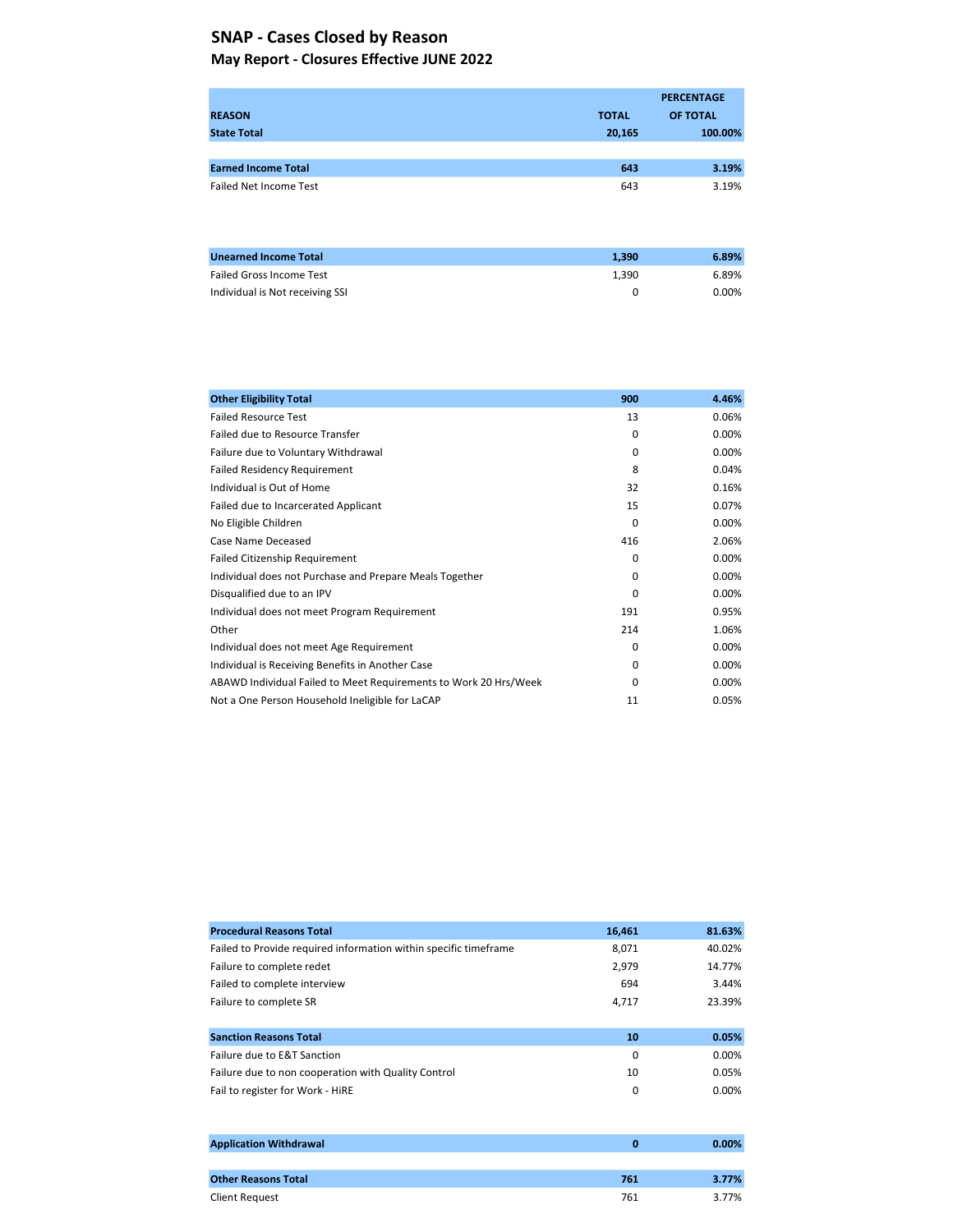# SNAP - Cases Closed by Reason

## May Report - Closures Effective JUNE 2022

| REASON | TOTAL | PERCENTAGE OF TOTAL |
|---|---|---|
| **State Total** | **20,165** | **100.00%** |
| | | |
| **Earned Income Total** | **643** | **3.19%** |
| Failed Net Income Test | 643 | 3.19% |
| | | |
| **Unearned Income Total** | **1,390** | **6.89%** |
| Failed Gross Income Test | 1,390 | 6.89% |
| Individual is Not receiving SSI | 0 | 0.00% |
| | | |
| **Other Eligibility Total** | **900** | **4.46%** |
| Failed Resource Test | 13 | 0.06% |
| Failed due to Resource Transfer | 0 | 0.00% |
| Failure due to Voluntary Withdrawal | 0 | 0.00% |
| Failed Residency Requirement | 8 | 0.04% |
| Individual is Out of Home | 32 | 0.16% |
| Failed due to Incarcerated Applicant | 15 | 0.07% |
| No Eligible Children | 0 | 0.00% |
| Case Name Deceased | 416 | 2.06% |
| Failed Citizenship Requirement | 0 | 0.00% |
| Individual does not Purchase and Prepare Meals Together | 0 | 0.00% |
| Disqualified due to an IPV | 0 | 0.00% |
| Individual does not meet Program Requirement | 191 | 0.95% |
| Other | 214 | 1.06% |
| Individual does not meet Age Requirement | 0 | 0.00% |
| Individual is Receiving Benefits in Another Case | 0 | 0.00% |
| ABAWD Individual Failed to Meet Requirements to Work 20 Hrs/Week | 0 | 0.00% |
| Not a One Person Household Ineligible for LaCAP | 11 | 0.05% |
| | | |
| **Procedural Reasons Total** | **16,461** | **81.63%** |
| Failed to Provide required information within specific timeframe | 8,071 | 40.02% |
| Failure to complete redet | 2,979 | 14.77% |
| Failed to complete interview | 694 | 3.44% |
| Failure to complete SR | 4,717 | 23.39% |
| | | |
| **Sanction Reasons Total** | **10** | **0.05%** |
| Failure due to E&T Sanction | 0 | 0.00% |
| Failure due to non cooperation with Quality Control | 10 | 0.05% |
| Fail to register for Work - HiRE | 0 | 0.00% |
| | | |
| **Application Withdrawal** | **0** | **0.00%** |
| | | |
| **Other Reasons Total** | **761** | **3.77%** |
| Client Request | 761 | 3.77% |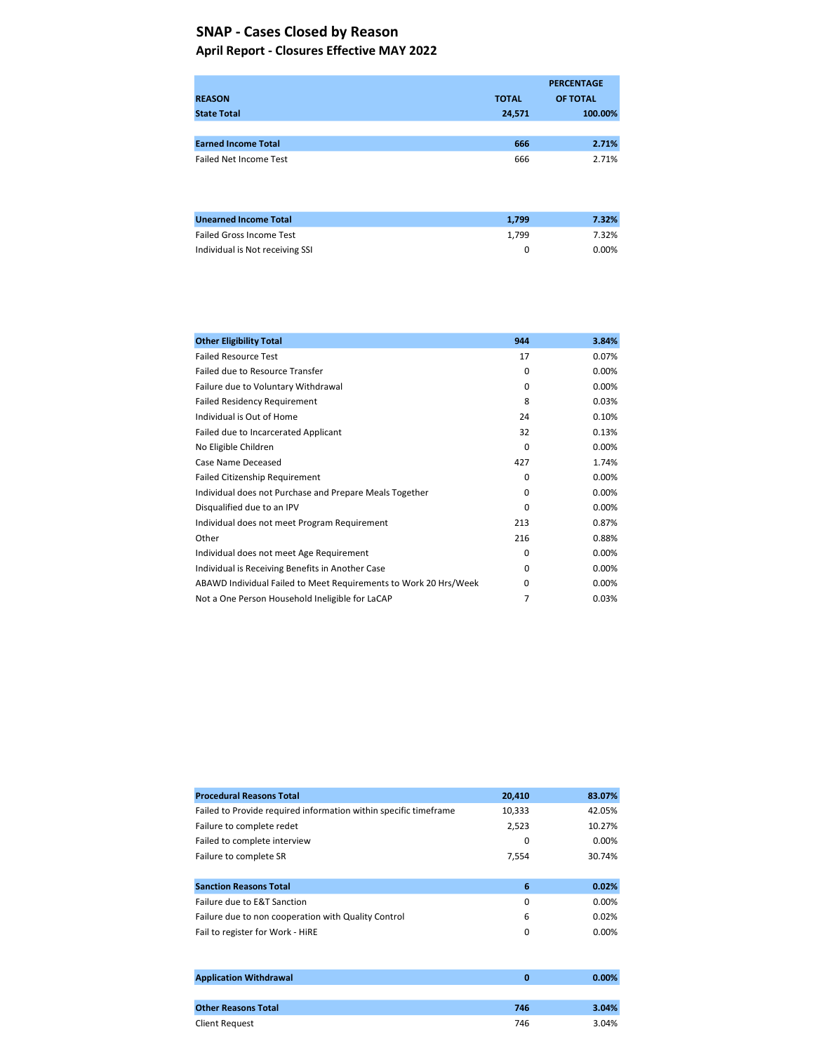## SNAP - Cases Closed by Reason

### April Report - Closures Effective MAY 2022

| REASON | TOTAL | PERCENTAGE OF TOTAL |
|---|---|---|
| **State Total** | **24,571** | **100.00%** |
| | | |
| **Earned Income Total** | **666** | **2.71%** |
| Failed Net Income Test | 666 | 2.71% |
| | | |
| **Unearned Income Total** | **1,799** | **7.32%** |
| Failed Gross Income Test | 1,799 | 7.32% |
| Individual is Not receiving SSI | 0 | 0.00% |
| | | |
| **Other Eligibility Total** | **944** | **3.84%** |
| Failed Resource Test | 17 | 0.07% |
| Failed due to Resource Transfer | 0 | 0.00% |
| Failure due to Voluntary Withdrawal | 0 | 0.00% |
| Failed Residency Requirement | 8 | 0.03% |
| Individual is Out of Home | 24 | 0.10% |
| Failed due to Incarcerated Applicant | 32 | 0.13% |
| No Eligible Children | 0 | 0.00% |
| Case Name Deceased | 427 | 1.74% |
| Failed Citizenship Requirement | 0 | 0.00% |
| Individual does not Purchase and Prepare Meals Together | 0 | 0.00% |
| Disqualified due to an IPV | 0 | 0.00% |
| Individual does not meet Program Requirement | 213 | 0.87% |
| Other | 216 | 0.88% |
| Individual does not meet Age Requirement | 0 | 0.00% |
| Individual is Receiving Benefits in Another Case | 0 | 0.00% |
| ABAWD Individual Failed to Meet Requirements to Work 20 Hrs/Week | 0 | 0.00% |
| Not a One Person Household Ineligible for LaCAP | 7 | 0.03% |
| | | |
| **Procedural Reasons Total** | **20,410** | **83.07%** |
| Failed to Provide required information within specific timeframe | 10,333 | 42.05% |
| Failure to complete redet | 2,523 | 10.27% |
| Failed to complete interview | 0 | 0.00% |
| Failure to complete SR | 7,554 | 30.74% |
| | | |
| **Sanction Reasons Total** | **6** | **0.02%** |
| Failure due to E&T Sanction | 0 | 0.00% |
| Failure due to non cooperation with Quality Control | 6 | 0.02% |
| Fail to register for Work - HiRE | 0 | 0.00% |
| | | |
| **Application Withdrawal** | **0** | **0.00%** |
| | | |
| **Other Reasons Total** | **746** | **3.04%** |
| Client Request | 746 | 3.04% |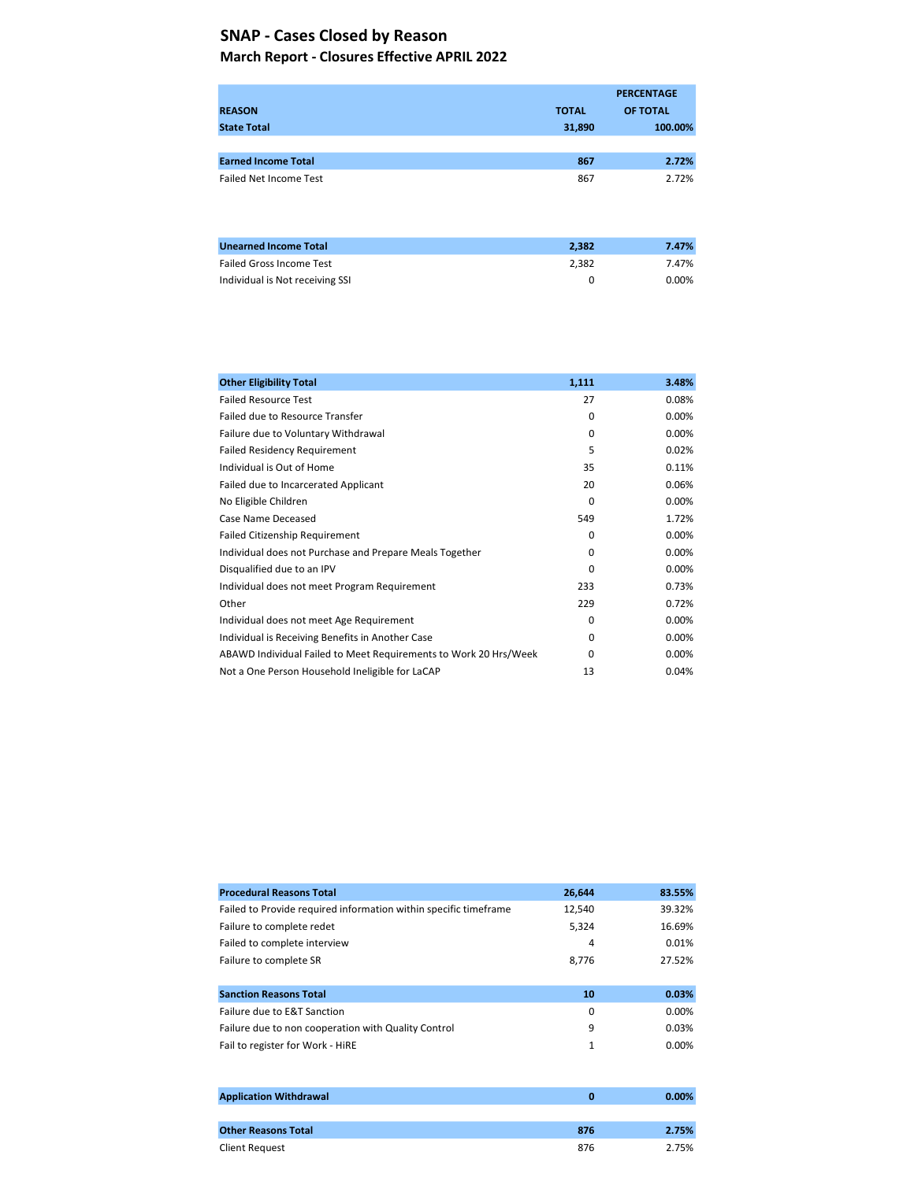# SNAP - Cases Closed by Reason

## March Report - Closures Effective APRIL 2022

| REASON | TOTAL | PERCENTAGE OF TOTAL |
|---|---|---|
| **State Total** | **31,890** | **100.00%** |
| **Earned Income Total** | **867** | **2.72%** |
| Failed Net Income Test | 867 | 2.72% |
| **Unearned Income Total** | **2,382** | **7.47%** |
| Failed Gross Income Test | 2,382 | 7.47% |
| Individual is Not receiving SSI | 0 | 0.00% |
| **Other Eligibility Total** | **1,111** | **3.48%** |
| Failed Resource Test | 27 | 0.08% |
| Failed due to Resource Transfer | 0 | 0.00% |
| Failure due to Voluntary Withdrawal | 0 | 0.00% |
| Failed Residency Requirement | 5 | 0.02% |
| Individual is Out of Home | 35 | 0.11% |
| Failed due to Incarcerated Applicant | 20 | 0.06% |
| No Eligible Children | 0 | 0.00% |
| Case Name Deceased | 549 | 1.72% |
| Failed Citizenship Requirement | 0 | 0.00% |
| Individual does not Purchase and Prepare Meals Together | 0 | 0.00% |
| Disqualified due to an IPV | 0 | 0.00% |
| Individual does not meet Program Requirement | 233 | 0.73% |
| Other | 229 | 0.72% |
| Individual does not meet Age Requirement | 0 | 0.00% |
| Individual is Receiving Benefits in Another Case | 0 | 0.00% |
| ABAWD Individual Failed to Meet Requirements to Work 20 Hrs/Week | 0 | 0.00% |
| Not a One Person Household Ineligible for LaCAP | 13 | 0.04% |
| **Procedural Reasons Total** | **26,644** | **83.55%** |
| Failed to Provide required information within specific timeframe | 12,540 | 39.32% |
| Failure to complete redet | 5,324 | 16.69% |
| Failed to complete interview | 4 | 0.01% |
| Failure to complete SR | 8,776 | 27.52% |
| **Sanction Reasons Total** | **10** | **0.03%** |
| Failure due to E&T Sanction | 0 | 0.00% |
| Failure due to non cooperation with Quality Control | 9 | 0.03% |
| Fail to register for Work - HiRE | 1 | 0.00% |
| **Application Withdrawal** | **0** | **0.00%** |
| **Other Reasons Total** | **876** | **2.75%** |
| Client Request | 876 | 2.75% |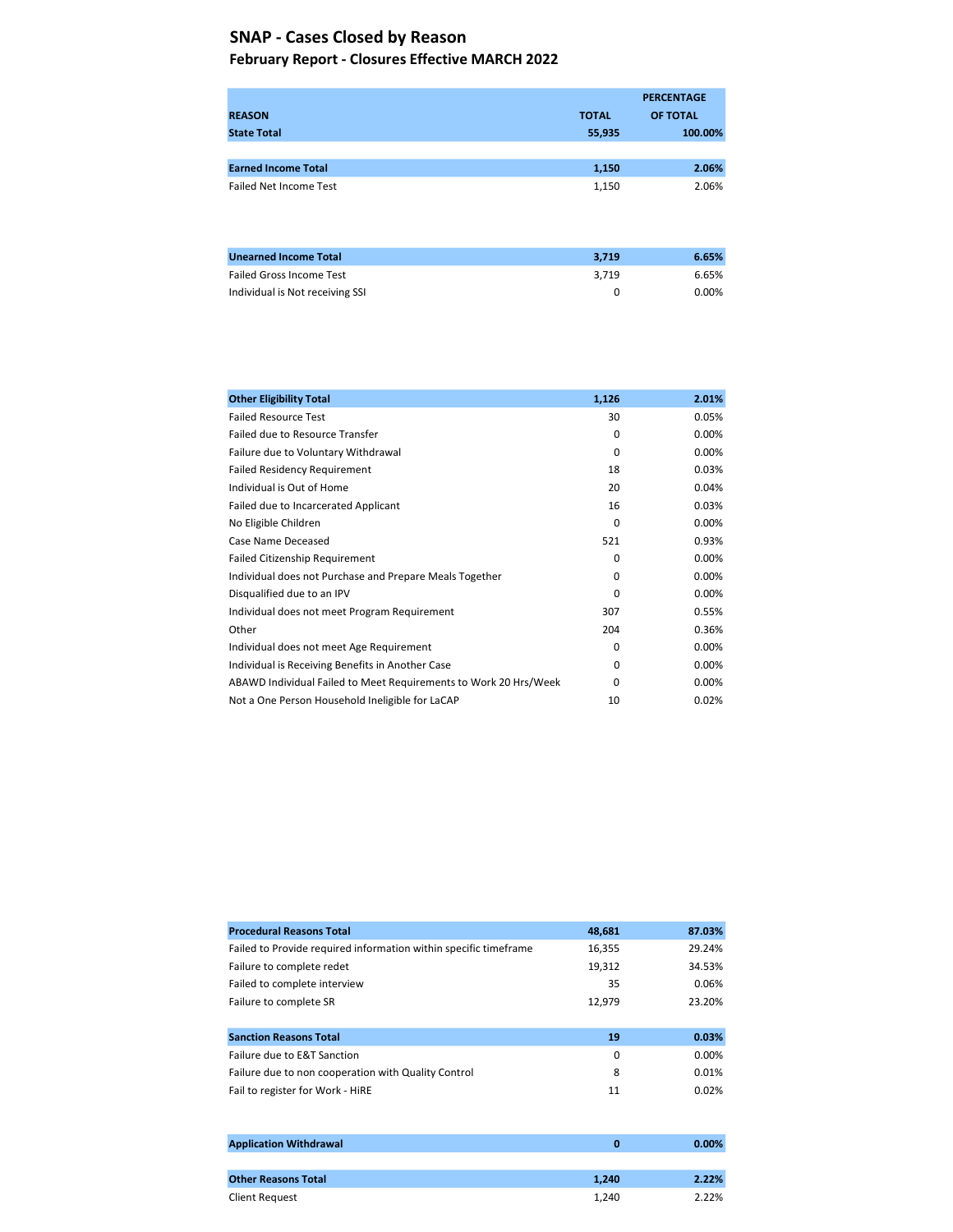# SNAP - Cases Closed by Reason

## February Report - Closures Effective MARCH 2022

| REASON | TOTAL | PERCENTAGE OF TOTAL |
|---|---|---|
| **State Total** | **55,935** | **100.00%** |
| | | |
| **Earned Income Total** | **1,150** | **2.06%** |
| Failed Net Income Test | 1,150 | 2.06% |
| | | |
| **Unearned Income Total** | **3,719** | **6.65%** |
| Failed Gross Income Test | 3,719 | 6.65% |
| Individual is Not receiving SSI | 0 | 0.00% |
| | | |
| **Other Eligibility Total** | **1,126** | **2.01%** |
| Failed Resource Test | 30 | 0.05% |
| Failed due to Resource Transfer | 0 | 0.00% |
| Failure due to Voluntary Withdrawal | 0 | 0.00% |
| Failed Residency Requirement | 18 | 0.03% |
| Individual is Out of Home | 20 | 0.04% |
| Failed due to Incarcerated Applicant | 16 | 0.03% |
| No Eligible Children | 0 | 0.00% |
| Case Name Deceased | 521 | 0.93% |
| Failed Citizenship Requirement | 0 | 0.00% |
| Individual does not Purchase and Prepare Meals Together | 0 | 0.00% |
| Disqualified due to an IPV | 0 | 0.00% |
| Individual does not meet Program Requirement | 307 | 0.55% |
| Other | 204 | 0.36% |
| Individual does not meet Age Requirement | 0 | 0.00% |
| Individual is Receiving Benefits in Another Case | 0 | 0.00% |
| ABAWD Individual Failed to Meet Requirements to Work 20 Hrs/Week | 0 | 0.00% |
| Not a One Person Household Ineligible for LaCAP | 10 | 0.02% |
| | | |
| **Procedural Reasons Total** | **48,681** | **87.03%** |
| Failed to Provide required information within specific timeframe | 16,355 | 29.24% |
| Failure to complete redet | 19,312 | 34.53% |
| Failed to complete interview | 35 | 0.06% |
| Failure to complete SR | 12,979 | 23.20% |
| | | |
| **Sanction Reasons Total** | **19** | **0.03%** |
| Failure due to E&T Sanction | 0 | 0.00% |
| Failure due to non cooperation with Quality Control | 8 | 0.01% |
| Fail to register for Work - HiRE | 11 | 0.02% |
| | | |
| **Application Withdrawal** | **0** | **0.00%** |
| | | |
| **Other Reasons Total** | **1,240** | **2.22%** |
| Client Request | 1,240 | 2.22% |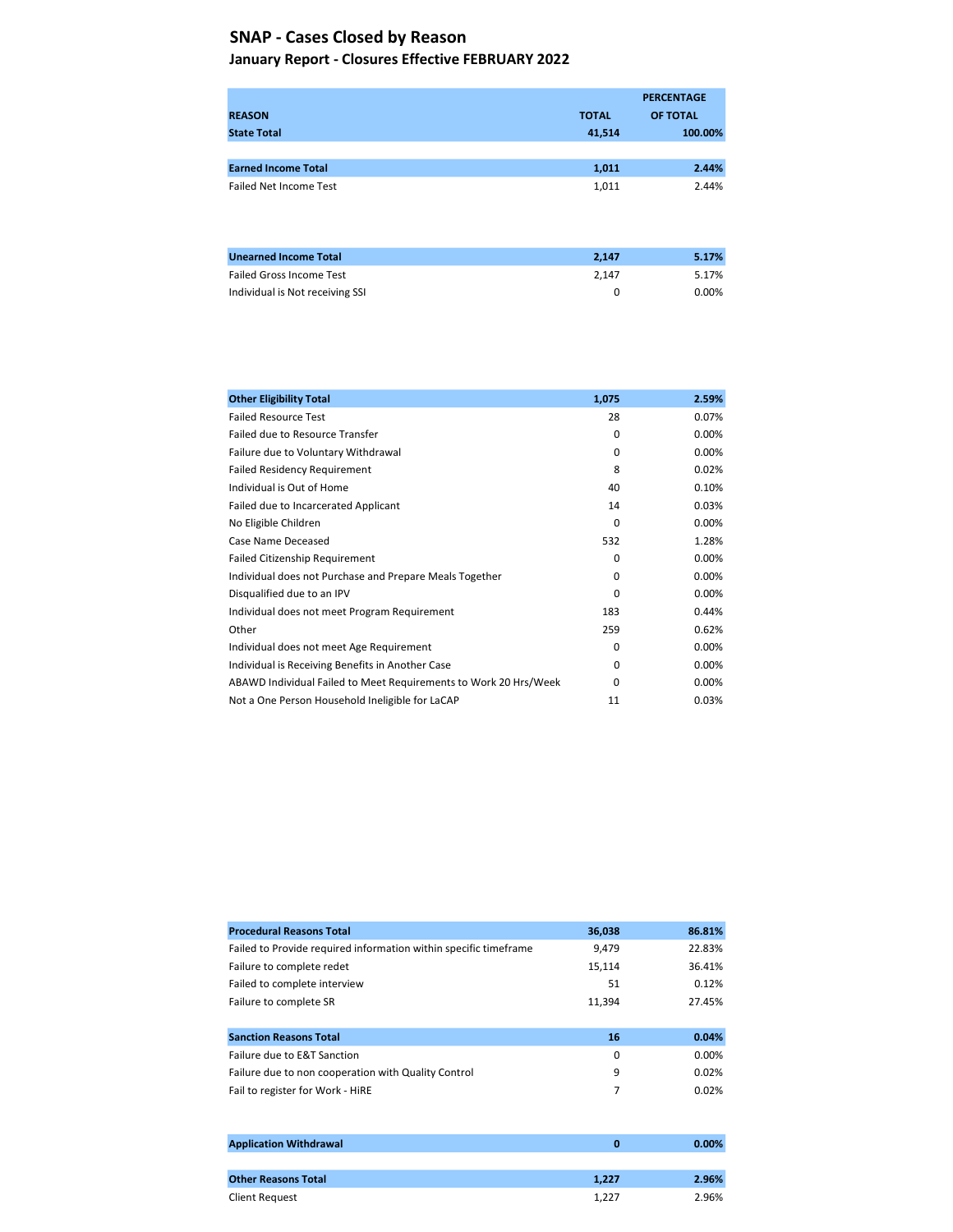# SNAP - Cases Closed by Reason

## January Report - Closures Effective FEBRUARY 2022

| REASON | TOTAL | PERCENTAGE OF TOTAL |
|---|---|---|
| **State Total** | **41,514** | **100.00%** |
| | | |
| **Earned Income Total** | **1,011** | **2.44%** |
| Failed Net Income Test | 1,011 | 2.44% |
| | | |
| **Unearned Income Total** | **2,147** | **5.17%** |
| Failed Gross Income Test | 2,147 | 5.17% |
| Individual is Not receiving SSI | 0 | 0.00% |
| | | |
| **Other Eligibility Total** | **1,075** | **2.59%** |
| Failed Resource Test | 28 | 0.07% |
| Failed due to Resource Transfer | 0 | 0.00% |
| Failure due to Voluntary Withdrawal | 0 | 0.00% |
| Failed Residency Requirement | 8 | 0.02% |
| Individual is Out of Home | 40 | 0.10% |
| Failed due to Incarcerated Applicant | 14 | 0.03% |
| No Eligible Children | 0 | 0.00% |
| Case Name Deceased | 532 | 1.28% |
| Failed Citizenship Requirement | 0 | 0.00% |
| Individual does not Purchase and Prepare Meals Together | 0 | 0.00% |
| Disqualified due to an IPV | 0 | 0.00% |
| Individual does not meet Program Requirement | 183 | 0.44% |
| Other | 259 | 0.62% |
| Individual does not meet Age Requirement | 0 | 0.00% |
| Individual is Receiving Benefits in Another Case | 0 | 0.00% |
| ABAWD Individual Failed to Meet Requirements to Work 20 Hrs/Week | 0 | 0.00% |
| Not a One Person Household Ineligible for LaCAP | 11 | 0.03% |
| | | |
| **Procedural Reasons Total** | **36,038** | **86.81%** |
| Failed to Provide required information within specific timeframe | 9,479 | 22.83% |
| Failure to complete redet | 15,114 | 36.41% |
| Failed to complete interview | 51 | 0.12% |
| Failure to complete SR | 11,394 | 27.45% |
| | | |
| **Sanction Reasons Total** | **16** | **0.04%** |
| Failure due to E&T Sanction | 0 | 0.00% |
| Failure due to non cooperation with Quality Control | 9 | 0.02% |
| Fail to register for Work - HiRE | 7 | 0.02% |
| | | |
| **Application Withdrawal** | **0** | **0.00%** |
| | | |
| **Other Reasons Total** | **1,227** | **2.96%** |
| Client Request | 1,227 | 2.96% |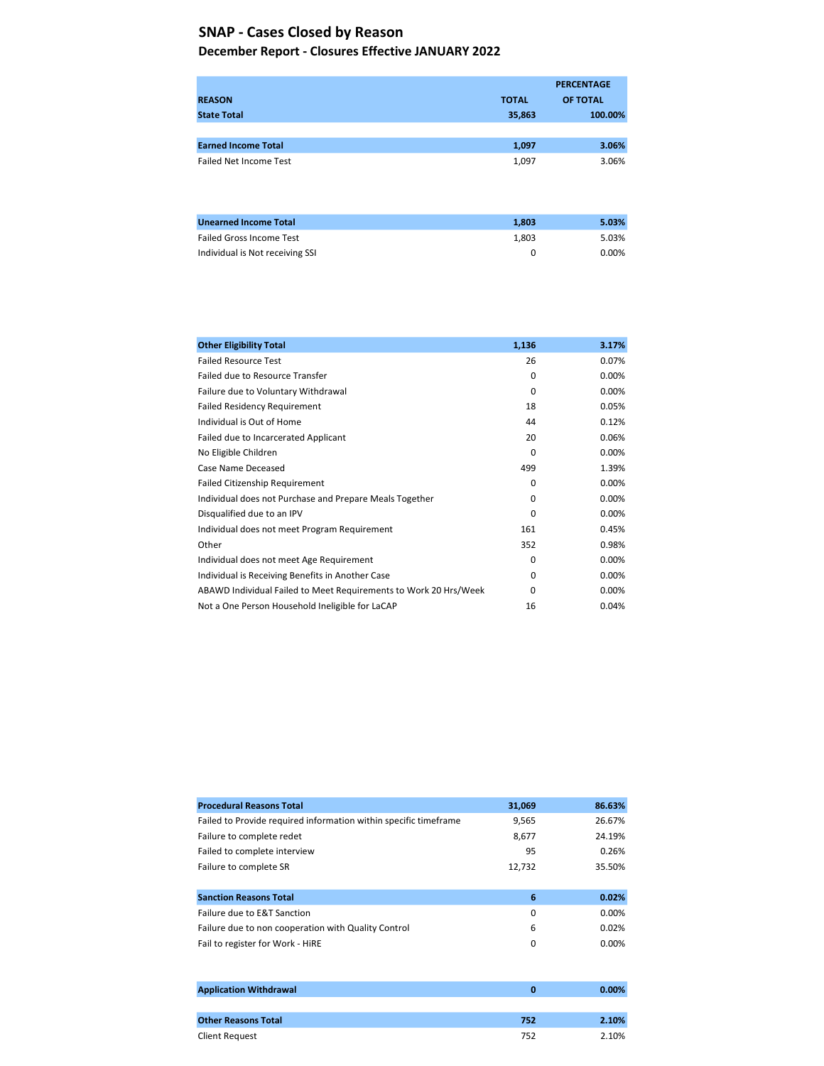# SNAP - Cases Closed by Reason

## December Report - Closures Effective JANUARY 2022

| REASON | TOTAL | PERCENTAGE OF TOTAL |
|---|---|---|
| **State Total** | **35,863** | **100.00%** |
| | | |
| **Earned Income Total** | **1,097** | **3.06%** |
| Failed Net Income Test | 1,097 | 3.06% |
| | | |
| **Unearned Income Total** | **1,803** | **5.03%** |
| Failed Gross Income Test | 1,803 | 5.03% |
| Individual is Not receiving SSI | 0 | 0.00% |
| | | |
| **Other Eligibility Total** | **1,136** | **3.17%** |
| Failed Resource Test | 26 | 0.07% |
| Failed due to Resource Transfer | 0 | 0.00% |
| Failure due to Voluntary Withdrawal | 0 | 0.00% |
| Failed Residency Requirement | 18 | 0.05% |
| Individual is Out of Home | 44 | 0.12% |
| Failed due to Incarcerated Applicant | 20 | 0.06% |
| No Eligible Children | 0 | 0.00% |
| Case Name Deceased | 499 | 1.39% |
| Failed Citizenship Requirement | 0 | 0.00% |
| Individual does not Purchase and Prepare Meals Together | 0 | 0.00% |
| Disqualified due to an IPV | 0 | 0.00% |
| Individual does not meet Program Requirement | 161 | 0.45% |
| Other | 352 | 0.98% |
| Individual does not meet Age Requirement | 0 | 0.00% |
| Individual is Receiving Benefits in Another Case | 0 | 0.00% |
| ABAWD Individual Failed to Meet Requirements to Work 20 Hrs/Week | 0 | 0.00% |
| Not a One Person Household Ineligible for LaCAP | 16 | 0.04% |
| | | |
| **Procedural Reasons Total** | **31,069** | **86.63%** |
| Failed to Provide required information within specific timeframe | 9,565 | 26.67% |
| Failure to complete redet | 8,677 | 24.19% |
| Failed to complete interview | 95 | 0.26% |
| Failure to complete SR | 12,732 | 35.50% |
| | | |
| **Sanction Reasons Total** | **6** | **0.02%** |
| Failure due to E&T Sanction | 0 | 0.00% |
| Failure due to non cooperation with Quality Control | 6 | 0.02% |
| Fail to register for Work - HiRE | 0 | 0.00% |
| | | |
| **Application Withdrawal** | **0** | **0.00%** |
| | | |
| **Other Reasons Total** | **752** | **2.10%** |
| Client Request | 752 | 2.10% |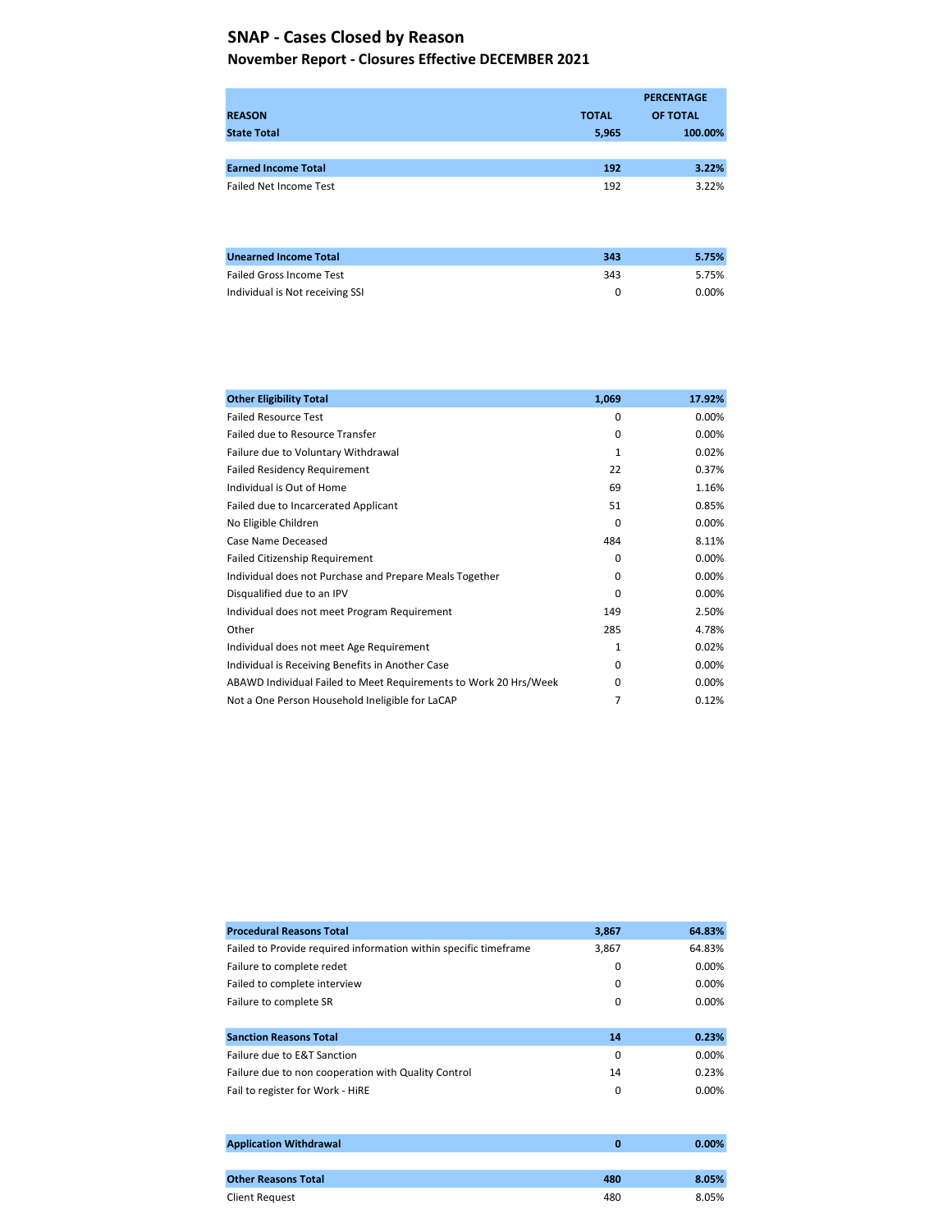# SNAP - Cases Closed by Reason

## November Report - Closures Effective DECEMBER 2021

| REASON | TOTAL | PERCENTAGE OF TOTAL |
|---|---|---|
| **State Total** | **5,965** | **100.00%** |
| | | |
| **Earned Income Total** | **192** | **3.22%** |
| Failed Net Income Test | 192 | 3.22% |
| | | |
| **Unearned Income Total** | **343** | **5.75%** |
| Failed Gross Income Test | 343 | 5.75% |
| Individual is Not receiving SSI | 0 | 0.00% |
| | | |
| **Other Eligibility Total** | **1,069** | **17.92%** |
| Failed Resource Test | 0 | 0.00% |
| Failed due to Resource Transfer | 0 | 0.00% |
| Failure due to Voluntary Withdrawal | 1 | 0.02% |
| Failed Residency Requirement | 22 | 0.37% |
| Individual is Out of Home | 69 | 1.16% |
| Failed due to Incarcerated Applicant | 51 | 0.85% |
| No Eligible Children | 0 | 0.00% |
| Case Name Deceased | 484 | 8.11% |
| Failed Citizenship Requirement | 0 | 0.00% |
| Individual does not Purchase and Prepare Meals Together | 0 | 0.00% |
| Disqualified due to an IPV | 0 | 0.00% |
| Individual does not meet Program Requirement | 149 | 2.50% |
| Other | 285 | 4.78% |
| Individual does not meet Age Requirement | 1 | 0.02% |
| Individual is Receiving Benefits in Another Case | 0 | 0.00% |
| ABAWD Individual Failed to Meet Requirements to Work 20 Hrs/Week | 0 | 0.00% |
| Not a One Person Household Ineligible for LaCAP | 7 | 0.12% |
| | | |
| **Procedural Reasons Total** | **3,867** | **64.83%** |
| Failed to Provide required information within specific timeframe | 3,867 | 64.83% |
| Failure to complete redet | 0 | 0.00% |
| Failed to complete interview | 0 | 0.00% |
| Failure to complete SR | 0 | 0.00% |
| | | |
| **Sanction Reasons Total** | **14** | **0.23%** |
| Failure due to E&T Sanction | 0 | 0.00% |
| Failure due to non cooperation with Quality Control | 14 | 0.23% |
| Fail to register for Work - HiRE | 0 | 0.00% |
| | | |
| **Application Withdrawal** | **0** | **0.00%** |
| | | |
| **Other Reasons Total** | **480** | **8.05%** |
| Client Request | 480 | 8.05% |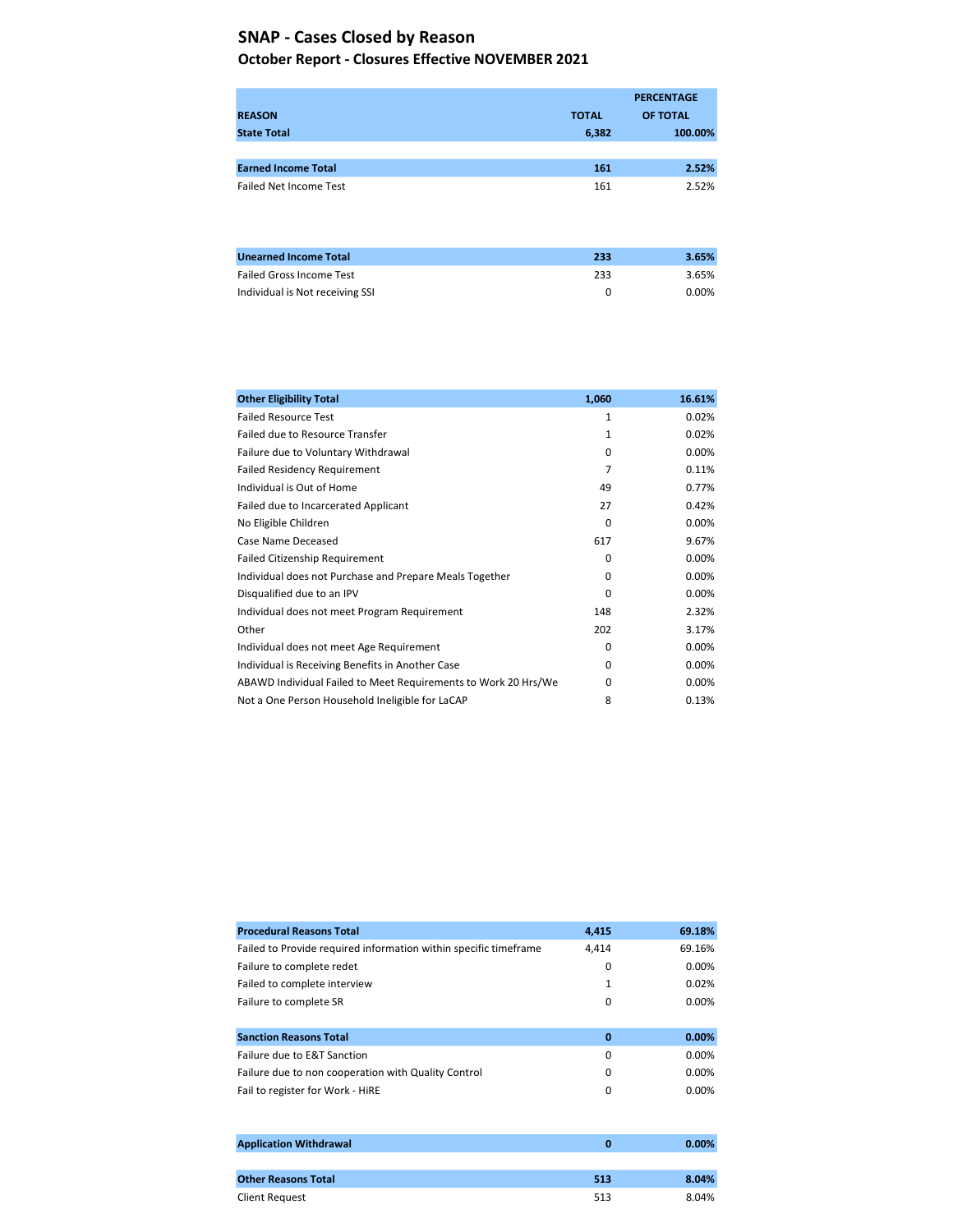# SNAP - Cases Closed by Reason

## October Report - Closures Effective NOVEMBER 2021

| REASON | TOTAL | PERCENTAGE OF TOTAL |
|---|---|---|
| **State Total** | **6,382** | **100.00%** |
| | | |
| **Earned Income Total** | **161** | **2.52%** |
| Failed Net Income Test | 161 | 2.52% |
| | | |
| **Unearned Income Total** | **233** | **3.65%** |
| Failed Gross Income Test | 233 | 3.65% |
| Individual is Not receiving SSI | 0 | 0.00% |
| | | |
| **Other Eligibility Total** | **1,060** | **16.61%** |
| Failed Resource Test | 1 | 0.02% |
| Failed due to Resource Transfer | 1 | 0.02% |
| Failure due to Voluntary Withdrawal | 0 | 0.00% |
| Failed Residency Requirement | 7 | 0.11% |
| Individual is Out of Home | 49 | 0.77% |
| Failed due to Incarcerated Applicant | 27 | 0.42% |
| No Eligible Children | 0 | 0.00% |
| Case Name Deceased | 617 | 9.67% |
| Failed Citizenship Requirement | 0 | 0.00% |
| Individual does not Purchase and Prepare Meals Together | 0 | 0.00% |
| Disqualified due to an IPV | 0 | 0.00% |
| Individual does not meet Program Requirement | 148 | 2.32% |
| Other | 202 | 3.17% |
| Individual does not meet Age Requirement | 0 | 0.00% |
| Individual is Receiving Benefits in Another Case | 0 | 0.00% |
| ABAWD Individual Failed to Meet Requirements to Work 20 Hrs/We | 0 | 0.00% |
| Not a One Person Household Ineligible for LaCAP | 8 | 0.13% |
| | | |
| **Procedural Reasons Total** | **4,415** | **69.18%** |
| Failed to Provide required information within specific timeframe | 4,414 | 69.16% |
| Failure to complete redet | 0 | 0.00% |
| Failed to complete interview | 1 | 0.02% |
| Failure to complete SR | 0 | 0.00% |
| | | |
| **Sanction Reasons Total** | **0** | **0.00%** |
| Failure due to E&T Sanction | 0 | 0.00% |
| Failure due to non cooperation with Quality Control | 0 | 0.00% |
| Fail to register for Work - HiRE | 0 | 0.00% |
| | | |
| **Application Withdrawal** | **0** | **0.00%** |
| | | |
| **Other Reasons Total** | **513** | **8.04%** |
| Client Request | 513 | 8.04% |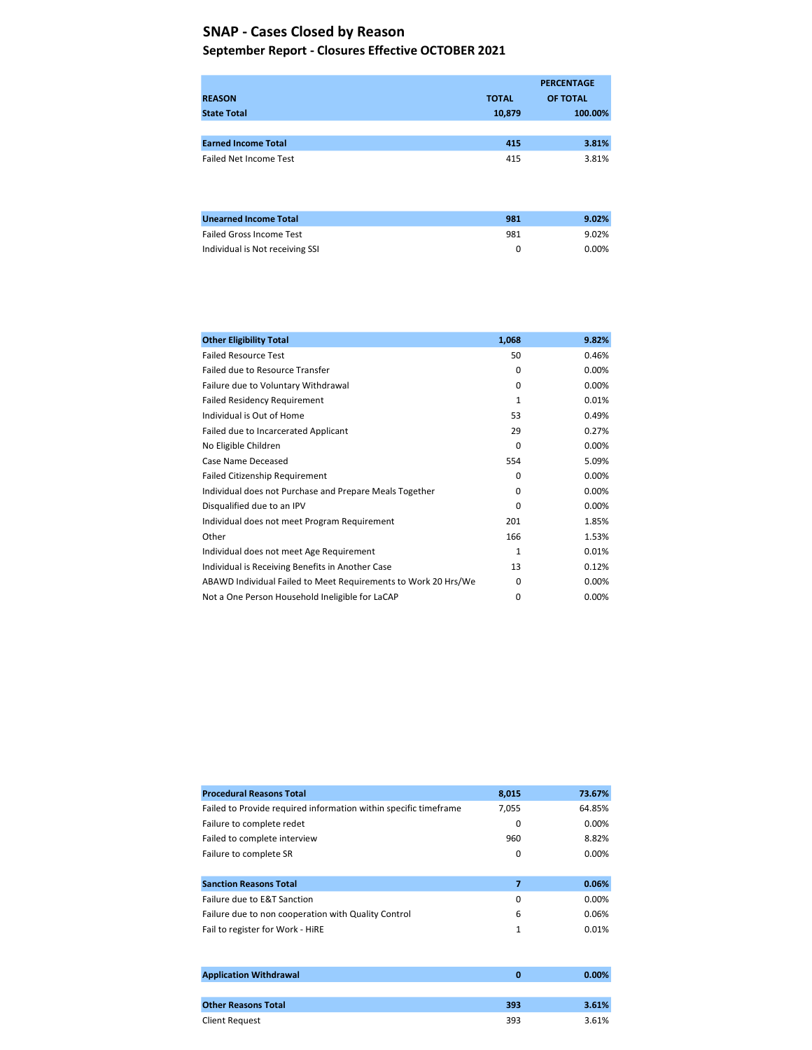# SNAP - Cases Closed by Reason

## September Report - Closures Effective OCTOBER 2021

| REASON | TOTAL | PERCENTAGE OF TOTAL |
|---|---|---|
| **State Total** | **10,879** | **100.00%** |
| | | |
| **Earned Income Total** | **415** | **3.81%** |
| Failed Net Income Test | 415 | 3.81% |
| | | |
| **Unearned Income Total** | **981** | **9.02%** |
| Failed Gross Income Test | 981 | 9.02% |
| Individual is Not receiving SSI | 0 | 0.00% |
| | | |
| **Other Eligibility Total** | **1,068** | **9.82%** |
| Failed Resource Test | 50 | 0.46% |
| Failed due to Resource Transfer | 0 | 0.00% |
| Failure due to Voluntary Withdrawal | 0 | 0.00% |
| Failed Residency Requirement | 1 | 0.01% |
| Individual is Out of Home | 53 | 0.49% |
| Failed due to Incarcerated Applicant | 29 | 0.27% |
| No Eligible Children | 0 | 0.00% |
| Case Name Deceased | 554 | 5.09% |
| Failed Citizenship Requirement | 0 | 0.00% |
| Individual does not Purchase and Prepare Meals Together | 0 | 0.00% |
| Disqualified due to an IPV | 0 | 0.00% |
| Individual does not meet Program Requirement | 201 | 1.85% |
| Other | 166 | 1.53% |
| Individual does not meet Age Requirement | 1 | 0.01% |
| Individual is Receiving Benefits in Another Case | 13 | 0.12% |
| ABAWD Individual Failed to Meet Requirements to Work 20 Hrs/We | 0 | 0.00% |
| Not a One Person Household Ineligible for LaCAP | 0 | 0.00% |
| | | |
| **Procedural Reasons Total** | **8,015** | **73.67%** |
| Failed to Provide required information within specific timeframe | 7,055 | 64.85% |
| Failure to complete redet | 0 | 0.00% |
| Failed to complete interview | 960 | 8.82% |
| Failure to complete SR | 0 | 0.00% |
| | | |
| **Sanction Reasons Total** | **7** | **0.06%** |
| Failure due to E&T Sanction | 0 | 0.00% |
| Failure due to non cooperation with Quality Control | 6 | 0.06% |
| Fail to register for Work - HiRE | 1 | 0.01% |
| | | |
| **Application Withdrawal** | **0** | **0.00%** |
| | | |
| **Other Reasons Total** | **393** | **3.61%** |
| Client Request | 393 | 3.61% |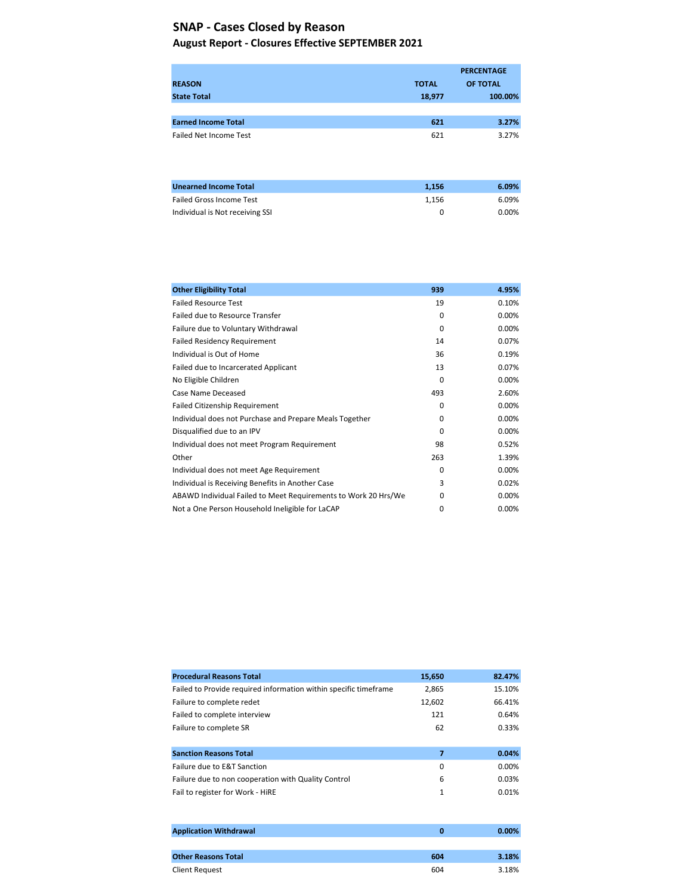# SNAP - Cases Closed by Reason

## August Report - Closures Effective SEPTEMBER 2021

| REASON | TOTAL | PERCENTAGE OF TOTAL |
|---|---|---|
| **State Total** | **18,977** | **100.00%** |
| | | |
| **Earned Income Total** | **621** | **3.27%** |
| Failed Net Income Test | 621 | 3.27% |
| | | |
| **Unearned Income Total** | **1,156** | **6.09%** |
| Failed Gross Income Test | 1,156 | 6.09% |
| Individual is Not receiving SSI | 0 | 0.00% |
| | | |
| **Other Eligibility Total** | **939** | **4.95%** |
| Failed Resource Test | 19 | 0.10% |
| Failed due to Resource Transfer | 0 | 0.00% |
| Failure due to Voluntary Withdrawal | 0 | 0.00% |
| Failed Residency Requirement | 14 | 0.07% |
| Individual is Out of Home | 36 | 0.19% |
| Failed due to Incarcerated Applicant | 13 | 0.07% |
| No Eligible Children | 0 | 0.00% |
| Case Name Deceased | 493 | 2.60% |
| Failed Citizenship Requirement | 0 | 0.00% |
| Individual does not Purchase and Prepare Meals Together | 0 | 0.00% |
| Disqualified due to an IPV | 0 | 0.00% |
| Individual does not meet Program Requirement | 98 | 0.52% |
| Other | 263 | 1.39% |
| Individual does not meet Age Requirement | 0 | 0.00% |
| Individual is Receiving Benefits in Another Case | 3 | 0.02% |
| ABAWD Individual Failed to Meet Requirements to Work 20 Hrs/We | 0 | 0.00% |
| Not a One Person Household Ineligible for LaCAP | 0 | 0.00% |
| | | |
| **Procedural Reasons Total** | **15,650** | **82.47%** |
| Failed to Provide required information within specific timeframe | 2,865 | 15.10% |
| Failure to complete redet | 12,602 | 66.41% |
| Failed to complete interview | 121 | 0.64% |
| Failure to complete SR | 62 | 0.33% |
| | | |
| **Sanction Reasons Total** | **7** | **0.04%** |
| Failure due to E&T Sanction | 0 | 0.00% |
| Failure due to non cooperation with Quality Control | 6 | 0.03% |
| Fail to register for Work - HiRE | 1 | 0.01% |
| | | |
| **Application Withdrawal** | **0** | **0.00%** |
| | | |
| **Other Reasons Total** | **604** | **3.18%** |
| Client Request | 604 | 3.18% |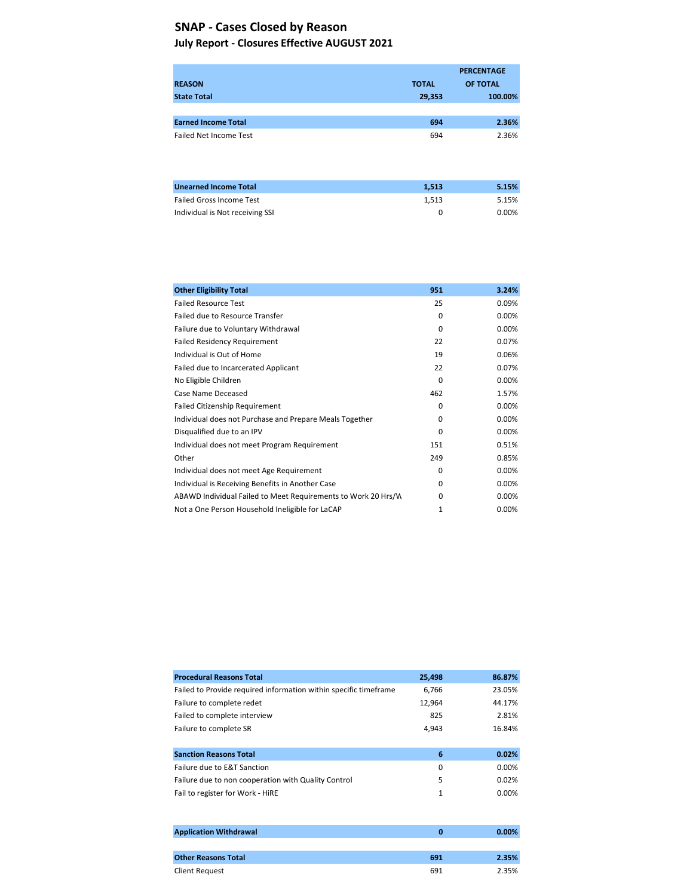## SNAP - Cases Closed by Reason

### July Report - Closures Effective AUGUST 2021

| REASON | TOTAL | PERCENTAGE OF TOTAL |
|---|---|---|
| **State Total** | **29,353** | **100.00%** |
| | | |
| **Earned Income Total** | **694** | **2.36%** |
| Failed Net Income Test | 694 | 2.36% |
| | | |
| **Unearned Income Total** | **1,513** | **5.15%** |
| Failed Gross Income Test | 1,513 | 5.15% |
| Individual is Not receiving SSI | 0 | 0.00% |
| | | |
| **Other Eligibility Total** | **951** | **3.24%** |
| Failed Resource Test | 25 | 0.09% |
| Failed due to Resource Transfer | 0 | 0.00% |
| Failure due to Voluntary Withdrawal | 0 | 0.00% |
| Failed Residency Requirement | 22 | 0.07% |
| Individual is Out of Home | 19 | 0.06% |
| Failed due to Incarcerated Applicant | 22 | 0.07% |
| No Eligible Children | 0 | 0.00% |
| Case Name Deceased | 462 | 1.57% |
| Failed Citizenship Requirement | 0 | 0.00% |
| Individual does not Purchase and Prepare Meals Together | 0 | 0.00% |
| Disqualified due to an IPV | 0 | 0.00% |
| Individual does not meet Program Requirement | 151 | 0.51% |
| Other | 249 | 0.85% |
| Individual does not meet Age Requirement | 0 | 0.00% |
| Individual is Receiving Benefits in Another Case | 0 | 0.00% |
| ABAWD Individual Failed to Meet Requirements to Work 20 Hrs/W | 0 | 0.00% |
| Not a One Person Household Ineligible for LaCAP | 1 | 0.00% |
| | | |
| **Procedural Reasons Total** | **25,498** | **86.87%** |
| Failed to Provide required information within specific timeframe | 6,766 | 23.05% |
| Failure to complete redet | 12,964 | 44.17% |
| Failed to complete interview | 825 | 2.81% |
| Failure to complete SR | 4,943 | 16.84% |
| | | |
| **Sanction Reasons Total** | **6** | **0.02%** |
| Failure due to E&T Sanction | 0 | 0.00% |
| Failure due to non cooperation with Quality Control | 5 | 0.02% |
| Fail to register for Work - HiRE | 1 | 0.00% |
| | | |
| **Application Withdrawal** | **0** | **0.00%** |
| | | |
| **Other Reasons Total** | **691** | **2.35%** |
| Client Request | 691 | 2.35% |